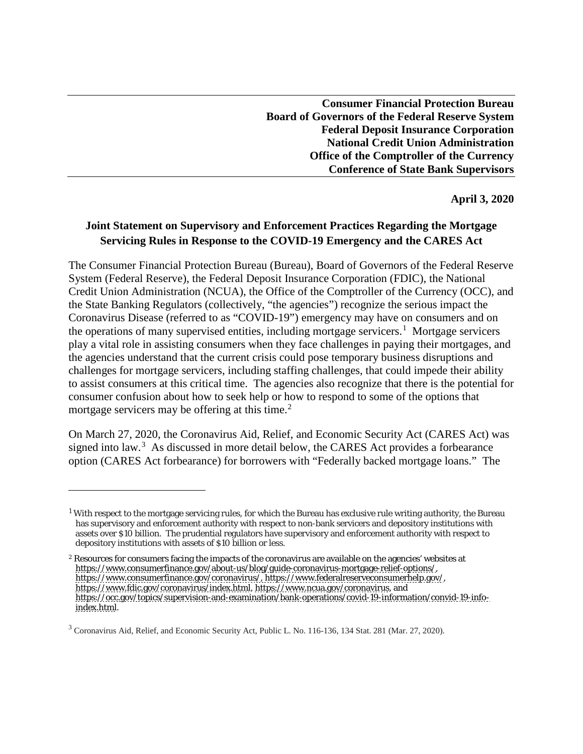**Consumer Financial Protection Bureau**
**Board of Governors of the Federal Reserve System**
**Federal Deposit Insurance Corporation**
**National Credit Union Administration**
**Office of the Comptroller of the Currency**
**Conference of State Bank Supervisors**

**April 3, 2020**

## Joint Statement on Supervisory and Enforcement Practices Regarding the Mortgage Servicing Rules in Response to the COVID-19 Emergency and the CARES Act

The Consumer Financial Protection Bureau (Bureau), Board of Governors of the Federal Reserve System (Federal Reserve), the Federal Deposit Insurance Corporation (FDIC), the National Credit Union Administration (NCUA), the Office of the Comptroller of the Currency (OCC), and the State Banking Regulators (collectively, "the agencies") recognize the serious impact the Coronavirus Disease (referred to as "COVID-19") emergency may have on consumers and on the operations of many supervised entities, including mortgage servicers.[1] Mortgage servicers play a vital role in assisting consumers when they face challenges in paying their mortgages, and the agencies understand that the current crisis could pose temporary business disruptions and challenges for mortgage servicers, including staffing challenges, that could impede their ability to assist consumers at this critical time. The agencies also recognize that there is the potential for consumer confusion about how to seek help or how to respond to some of the options that mortgage servicers may be offering at this time.[2]

On March 27, 2020, the Coronavirus Aid, Relief, and Economic Security Act (CARES Act) was signed into law.[3] As discussed in more detail below, the CARES Act provides a forbearance option (CARES Act forbearance) for borrowers with "Federally backed mortgage loans." The

---

[1] With respect to the mortgage servicing rules, for which the Bureau has exclusive rule writing authority, the Bureau has supervisory and enforcement authority with respect to non-bank servicers and depository institutions with assets over $10 billion. The prudential regulators have supervisory and enforcement authority with respect to depository institutions with assets of $10 billion or less.

[2] Resources for consumers facing the impacts of the coronavirus are available on the agencies' websites at https://www.consumerfinance.gov/about-us/blog/guide-coronavirus-mortgage-relief-options/, https://www.consumerfinance.gov/coronavirus/, https://www.federalreserveconsumerhelp.gov/, https://www.fdic.gov/coronavirus/index.html, https://www.ncua.gov/coronavirus, and https://occ.gov/topics/supervision-and-examination/bank-operations/covid-19-information/convid-19-info-index.html.

[3] Coronavirus Aid, Relief, and Economic Security Act, Public L. No. 116-136, 134 Stat. 281 (Mar. 27, 2020).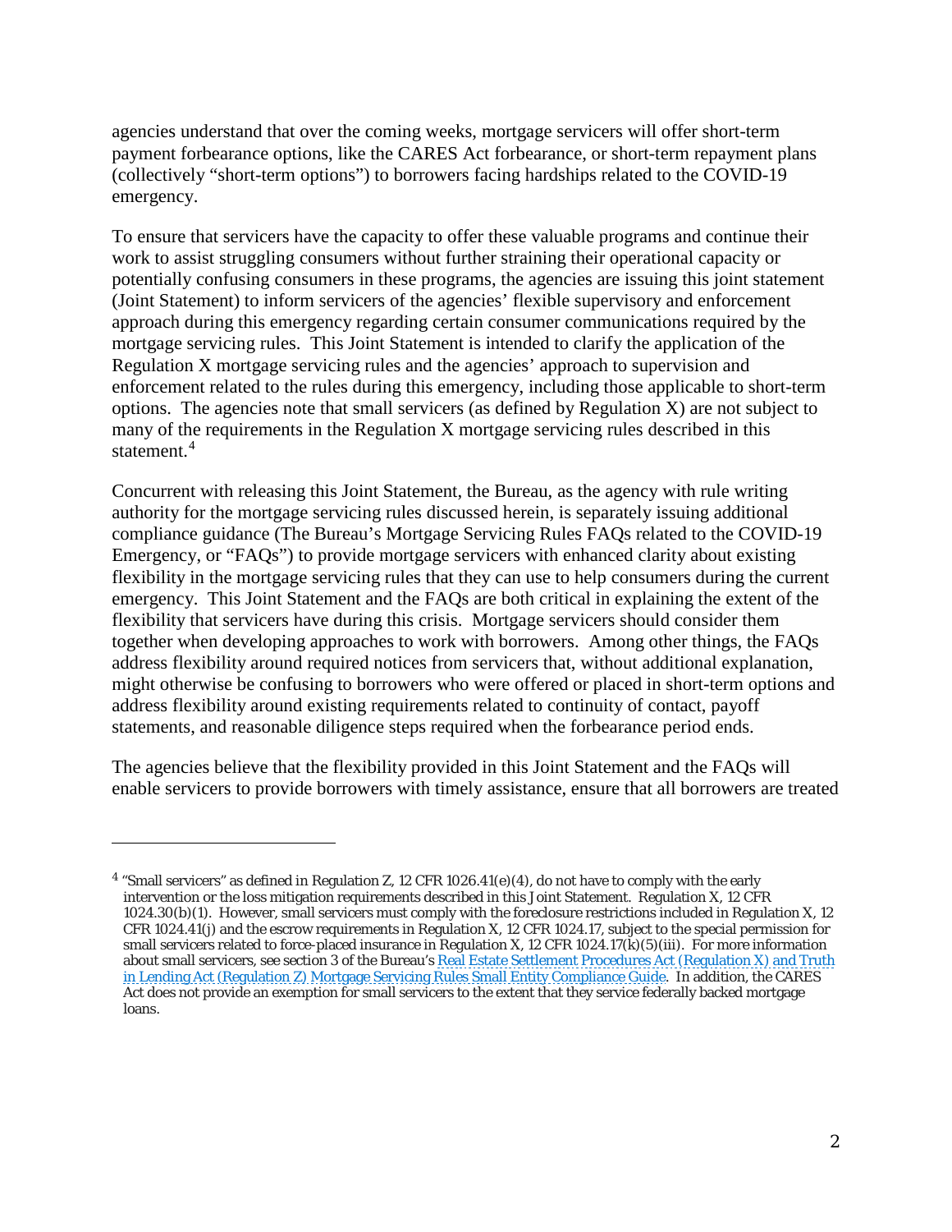agencies understand that over the coming weeks, mortgage servicers will offer short-term payment forbearance options, like the CARES Act forbearance, or short-term repayment plans (collectively "short-term options") to borrowers facing hardships related to the COVID-19 emergency.

To ensure that servicers have the capacity to offer these valuable programs and continue their work to assist struggling consumers without further straining their operational capacity or potentially confusing consumers in these programs, the agencies are issuing this joint statement (Joint Statement) to inform servicers of the agencies' flexible supervisory and enforcement approach during this emergency regarding certain consumer communications required by the mortgage servicing rules. This Joint Statement is intended to clarify the application of the Regulation X mortgage servicing rules and the agencies' approach to supervision and enforcement related to the rules during this emergency, including those applicable to short-term options. The agencies note that small servicers (as defined by Regulation X) are not subject to many of the requirements in the Regulation X mortgage servicing rules described in this statement.[4]

Concurrent with releasing this Joint Statement, the Bureau, as the agency with rule writing authority for the mortgage servicing rules discussed herein, is separately issuing additional compliance guidance (The Bureau's Mortgage Servicing Rules FAQs related to the COVID-19 Emergency, or "FAQs") to provide mortgage servicers with enhanced clarity about existing flexibility in the mortgage servicing rules that they can use to help consumers during the current emergency. This Joint Statement and the FAQs are both critical in explaining the extent of the flexibility that servicers have during this crisis. Mortgage servicers should consider them together when developing approaches to work with borrowers. Among other things, the FAQs address flexibility around required notices from servicers that, without additional explanation, might otherwise be confusing to borrowers who were offered or placed in short-term options and address flexibility around existing requirements related to continuity of contact, payoff statements, and reasonable diligence steps required when the forbearance period ends.

The agencies believe that the flexibility provided in this Joint Statement and the FAQs will enable servicers to provide borrowers with timely assistance, ensure that all borrowers are treated

---

[4] "Small servicers" as defined in Regulation Z, 12 CFR 1026.41(e)(4), do not have to comply with the early intervention or the loss mitigation requirements described in this Joint Statement. Regulation X, 12 CFR 1024.30(b)(1). However, small servicers must comply with the foreclosure restrictions included in Regulation X, 12 CFR 1024.41(j) and the escrow requirements in Regulation X, 12 CFR 1024.17, subject to the special permission for small servicers related to force-placed insurance in Regulation X, 12 CFR 1024.17(k)(5)(iii). For more information about small servicers, see section 3 of the Bureau's Real Estate Settlement Procedures Act (Regulation X) and Truth in Lending Act (Regulation Z) Mortgage Servicing Rules Small Entity Compliance Guide. In addition, the CARES Act does not provide an exemption for small servicers to the extent that they service federally backed mortgage loans.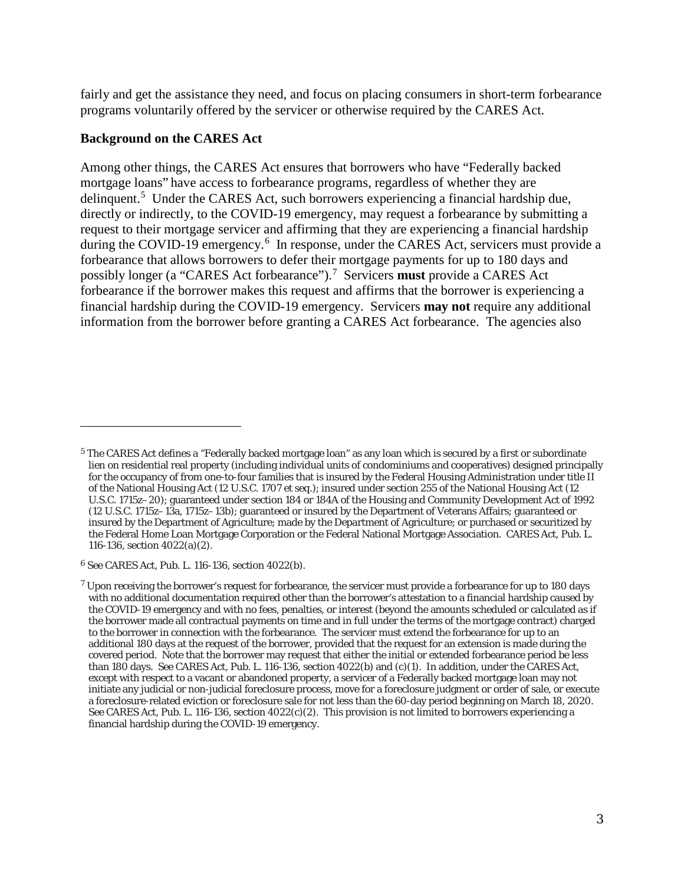fairly and get the assistance they need, and focus on placing consumers in short-term forbearance programs voluntarily offered by the servicer or otherwise required by the CARES Act.

**Background on the CARES Act**

Among other things, the CARES Act ensures that borrowers who have "Federally backed mortgage loans" have access to forbearance programs, regardless of whether they are delinquent.[5] Under the CARES Act, such borrowers experiencing a financial hardship due, directly or indirectly, to the COVID-19 emergency, may request a forbearance by submitting a request to their mortgage servicer and affirming that they are experiencing a financial hardship during the COVID-19 emergency.[6] In response, under the CARES Act, servicers must provide a forbearance that allows borrowers to defer their mortgage payments for up to 180 days and possibly longer (a "CARES Act forbearance").[7] Servicers **must** provide a CARES Act forbearance if the borrower makes this request and affirms that the borrower is experiencing a financial hardship during the COVID-19 emergency. Servicers **may not** require any additional information from the borrower before granting a CARES Act forbearance. The agencies also

---

[5] The CARES Act defines a "Federally backed mortgage loan" as any loan which is secured by a first or subordinate lien on residential real property (including individual units of condominiums and cooperatives) designed principally for the occupancy of from one-to-four families that is insured by the Federal Housing Administration under title II of the National Housing Act (12 U.S.C. 1707 et seq.); insured under section 255 of the National Housing Act (12 U.S.C. 1715z–20); guaranteed under section 184 or 184A of the Housing and Community Development Act of 1992 (12 U.S.C. 1715z–13a, 1715z–13b); guaranteed or insured by the Department of Veterans Affairs; guaranteed or insured by the Department of Agriculture; made by the Department of Agriculture; or purchased or securitized by the Federal Home Loan Mortgage Corporation or the Federal National Mortgage Association. CARES Act, Pub. L. 116-136, section 4022(a)(2).

[6] See CARES Act, Pub. L. 116-136, section 4022(b).

[7] Upon receiving the borrower's request for forbearance, the servicer must provide a forbearance for up to 180 days with no additional documentation required other than the borrower's attestation to a financial hardship caused by the COVID-19 emergency and with no fees, penalties, or interest (beyond the amounts scheduled or calculated as if the borrower made all contractual payments on time and in full under the terms of the mortgage contract) charged to the borrower in connection with the forbearance. The servicer must extend the forbearance for up to an additional 180 days at the request of the borrower, provided that the request for an extension is made during the covered period. Note that the borrower may request that either the initial or extended forbearance period be less than 180 days. See CARES Act, Pub. L. 116-136, section 4022(b) and (c)(1). In addition, under the CARES Act, except with respect to a vacant or abandoned property, a servicer of a Federally backed mortgage loan may not initiate any judicial or non-judicial foreclosure process, move for a foreclosure judgment or order of sale, or execute a foreclosure-related eviction or foreclosure sale for not less than the 60-day period beginning on March 18, 2020. See CARES Act, Pub. L. 116-136, section 4022(c)(2). This provision is not limited to borrowers experiencing a financial hardship during the COVID-19 emergency.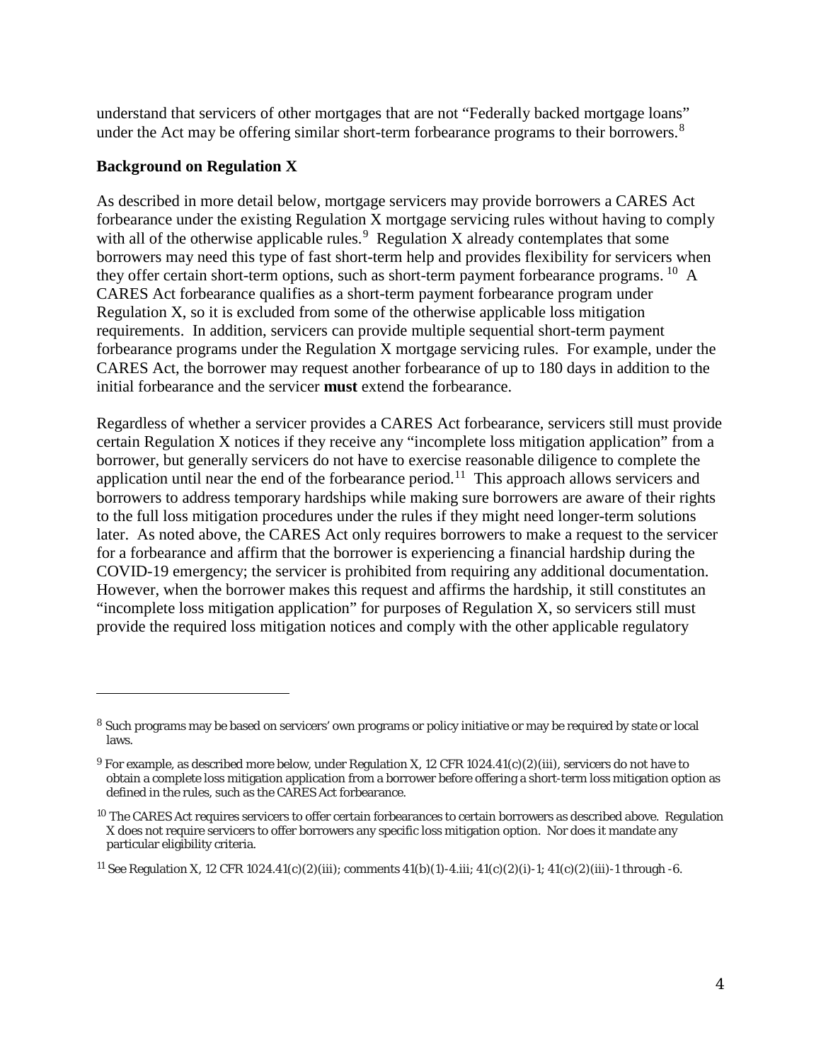understand that servicers of other mortgages that are not "Federally backed mortgage loans" under the Act may be offering similar short-term forbearance programs to their borrowers.[8]

**Background on Regulation X**

As described in more detail below, mortgage servicers may provide borrowers a CARES Act forbearance under the existing Regulation X mortgage servicing rules without having to comply with all of the otherwise applicable rules.[9] Regulation X already contemplates that some borrowers may need this type of fast short-term help and provides flexibility for servicers when they offer certain short-term options, such as short-term payment forbearance programs.[10] A CARES Act forbearance qualifies as a short-term payment forbearance program under Regulation X, so it is excluded from some of the otherwise applicable loss mitigation requirements. In addition, servicers can provide multiple sequential short-term payment forbearance programs under the Regulation X mortgage servicing rules. For example, under the CARES Act, the borrower may request another forbearance of up to 180 days in addition to the initial forbearance and the servicer **must** extend the forbearance.

Regardless of whether a servicer provides a CARES Act forbearance, servicers still must provide certain Regulation X notices if they receive any "incomplete loss mitigation application" from a borrower, but generally servicers do not have to exercise reasonable diligence to complete the application until near the end of the forbearance period.[11] This approach allows servicers and borrowers to address temporary hardships while making sure borrowers are aware of their rights to the full loss mitigation procedures under the rules if they might need longer-term solutions later. As noted above, the CARES Act only requires borrowers to make a request to the servicer for a forbearance and affirm that the borrower is experiencing a financial hardship during the COVID-19 emergency; the servicer is prohibited from requiring any additional documentation. However, when the borrower makes this request and affirms the hardship, it still constitutes an "incomplete loss mitigation application" for purposes of Regulation X, so servicers still must provide the required loss mitigation notices and comply with the other applicable regulatory

---

[8] Such programs may be based on servicers' own programs or policy initiative or may be required by state or local laws.

[9] For example, as described more below, under Regulation X, 12 CFR 1024.41(c)(2)(iii), servicers do not have to obtain a complete loss mitigation application from a borrower before offering a short-term loss mitigation option as defined in the rules, such as the CARES Act forbearance.

[10] The CARES Act requires servicers to offer certain forbearances to certain borrowers as described above. Regulation X does not require servicers to offer borrowers any specific loss mitigation option. Nor does it mandate any particular eligibility criteria.

[11] See Regulation X, 12 CFR 1024.41(c)(2)(iii); comments 41(b)(1)-4.iii; 41(c)(2)(i)-1; 41(c)(2)(iii)-1 through -6.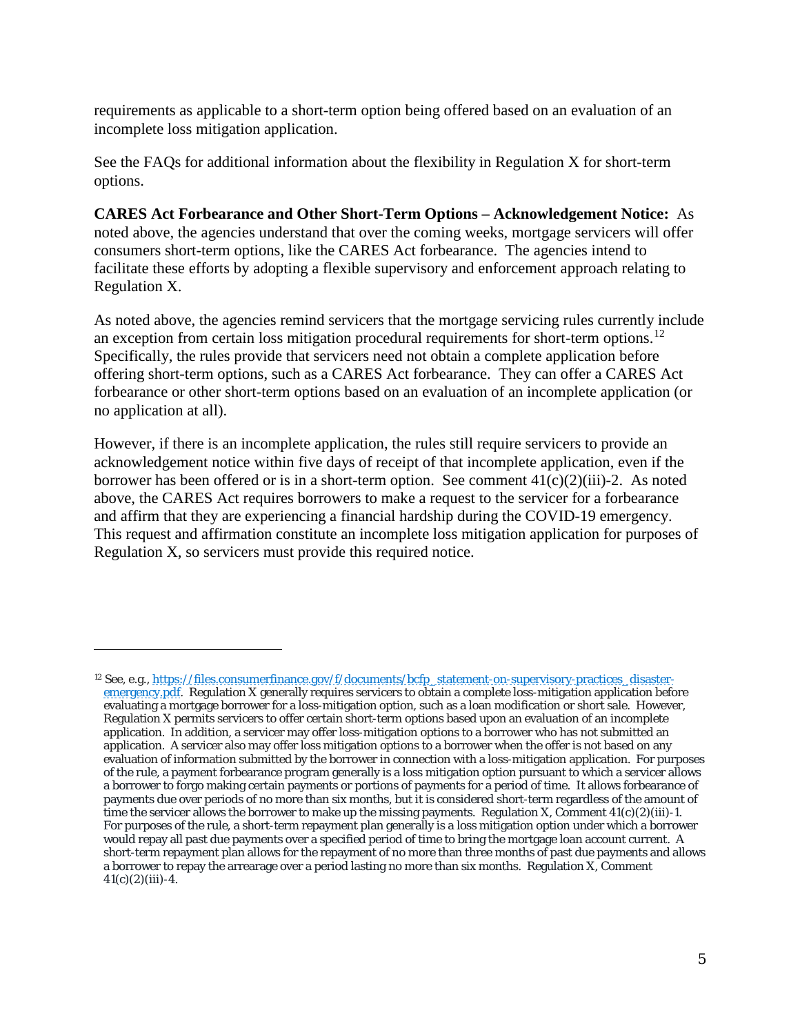requirements as applicable to a short-term option being offered based on an evaluation of an incomplete loss mitigation application.

See the FAQs for additional information about the flexibility in Regulation X for short-term options.

**CARES Act Forbearance and Other Short-Term Options – Acknowledgement Notice:** As noted above, the agencies understand that over the coming weeks, mortgage servicers will offer consumers short-term options, like the CARES Act forbearance. The agencies intend to facilitate these efforts by adopting a flexible supervisory and enforcement approach relating to Regulation X.

As noted above, the agencies remind servicers that the mortgage servicing rules currently include an exception from certain loss mitigation procedural requirements for short-term options.[12] Specifically, the rules provide that servicers need not obtain a complete application before offering short-term options, such as a CARES Act forbearance. They can offer a CARES Act forbearance or other short-term options based on an evaluation of an incomplete application (or no application at all).

However, if there is an incomplete application, the rules still require servicers to provide an acknowledgement notice within five days of receipt of that incomplete application, even if the borrower has been offered or is in a short-term option. See comment 41(c)(2)(iii)-2. As noted above, the CARES Act requires borrowers to make a request to the servicer for a forbearance and affirm that they are experiencing a financial hardship during the COVID-19 emergency. This request and affirmation constitute an incomplete loss mitigation application for purposes of Regulation X, so servicers must provide this required notice.

---

[12] See, e.g., https://files.consumerfinance.gov/f/documents/bcfp_statement-on-supervisory-practices_disaster-emergency.pdf. Regulation X generally requires servicers to obtain a complete loss-mitigation application before evaluating a mortgage borrower for a loss-mitigation option, such as a loan modification or short sale. However, Regulation X permits servicers to offer certain short-term options based upon an evaluation of an incomplete application. In addition, a servicer may offer loss-mitigation options to a borrower who has not submitted an application. A servicer also may offer loss mitigation options to a borrower when the offer is not based on any evaluation of information submitted by the borrower in connection with a loss-mitigation application. For purposes of the rule, a payment forbearance program generally is a loss mitigation option pursuant to which a servicer allows a borrower to forgo making certain payments or portions of payments for a period of time. It allows forbearance of payments due over periods of no more than six months, but it is considered short-term regardless of the amount of time the servicer allows the borrower to make up the missing payments. Regulation X, Comment 41(c)(2)(iii)-1. For purposes of the rule, a short-term repayment plan generally is a loss mitigation option under which a borrower would repay all past due payments over a specified period of time to bring the mortgage loan account current. A short-term repayment plan allows for the repayment of no more than three months of past due payments and allows a borrower to repay the arrearage over a period lasting no more than six months. Regulation X, Comment 41(c)(2)(iii)-4.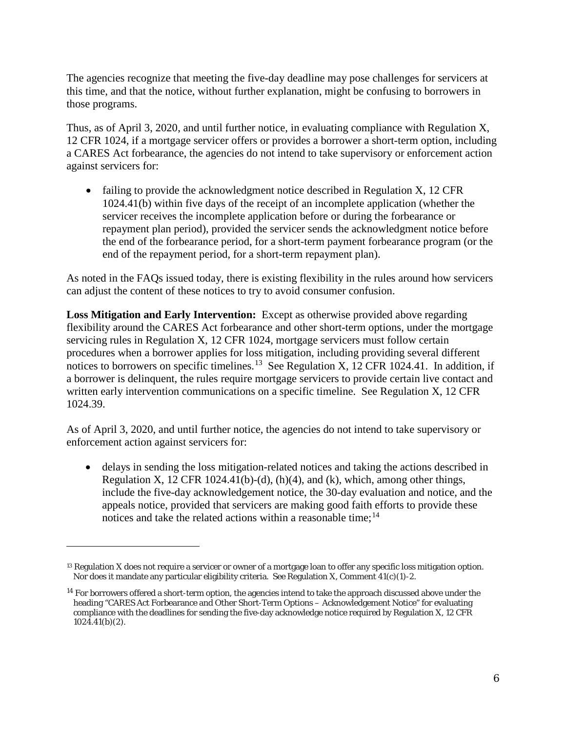The agencies recognize that meeting the five-day deadline may pose challenges for servicers at this time, and that the notice, without further explanation, might be confusing to borrowers in those programs.

Thus, as of April 3, 2020, and until further notice, in evaluating compliance with Regulation X, 12 CFR 1024, if a mortgage servicer offers or provides a borrower a short-term option, including a CARES Act forbearance, the agencies do not intend to take supervisory or enforcement action against servicers for:

- failing to provide the acknowledgment notice described in Regulation X, 12 CFR 1024.41(b) within five days of the receipt of an incomplete application (whether the servicer receives the incomplete application before or during the forbearance or repayment plan period), provided the servicer sends the acknowledgment notice before the end of the forbearance period, for a short-term payment forbearance program (or the end of the repayment period, for a short-term repayment plan).

As noted in the FAQs issued today, there is existing flexibility in the rules around how servicers can adjust the content of these notices to try to avoid consumer confusion.

**Loss Mitigation and Early Intervention:** Except as otherwise provided above regarding flexibility around the CARES Act forbearance and other short-term options, under the mortgage servicing rules in Regulation X, 12 CFR 1024, mortgage servicers must follow certain procedures when a borrower applies for loss mitigation, including providing several different notices to borrowers on specific timelines.[13] See Regulation X, 12 CFR 1024.41. In addition, if a borrower is delinquent, the rules require mortgage servicers to provide certain live contact and written early intervention communications on a specific timeline. See Regulation X, 12 CFR 1024.39.

As of April 3, 2020, and until further notice, the agencies do not intend to take supervisory or enforcement action against servicers for:

- delays in sending the loss mitigation-related notices and taking the actions described in Regulation X, 12 CFR 1024.41(b)-(d), (h)(4), and (k), which, among other things, include the five-day acknowledgement notice, the 30-day evaluation and notice, and the appeals notice, provided that servicers are making good faith efforts to provide these notices and take the related actions within a reasonable time;[14]

---

[13] Regulation X does not require a servicer or owner of a mortgage loan to offer any specific loss mitigation option. Nor does it mandate any particular eligibility criteria. See Regulation X, Comment 41(c)(1)-2.

[14] For borrowers offered a short-term option, the agencies intend to take the approach discussed above under the heading "CARES Act Forbearance and Other Short-Term Options – Acknowledgement Notice" for evaluating compliance with the deadlines for sending the five-day acknowledge notice required by Regulation X, 12 CFR 1024.41(b)(2).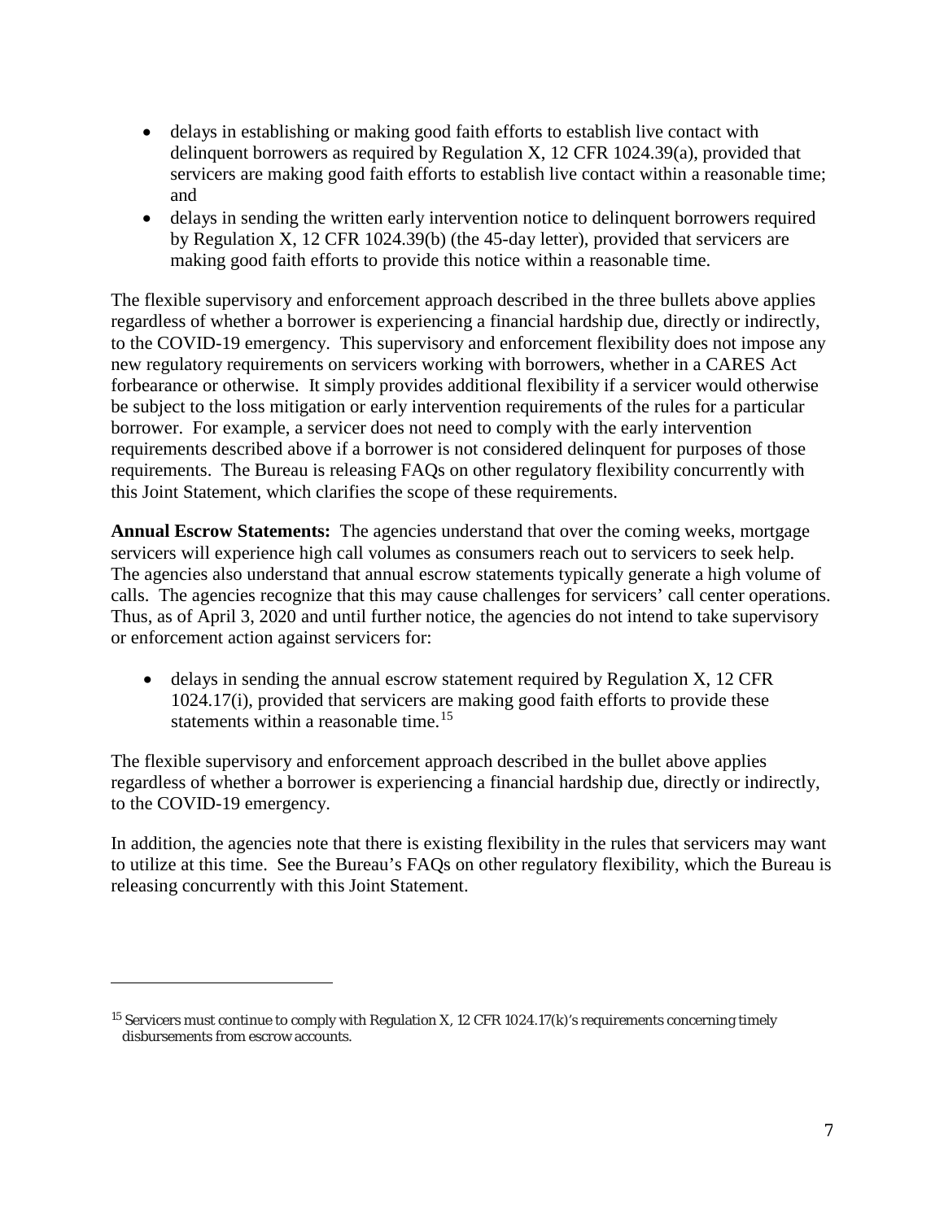- delays in establishing or making good faith efforts to establish live contact with delinquent borrowers as required by Regulation X, 12 CFR 1024.39(a), provided that servicers are making good faith efforts to establish live contact within a reasonable time; and
- delays in sending the written early intervention notice to delinquent borrowers required by Regulation X, 12 CFR 1024.39(b) (the 45-day letter), provided that servicers are making good faith efforts to provide this notice within a reasonable time.

The flexible supervisory and enforcement approach described in the three bullets above applies regardless of whether a borrower is experiencing a financial hardship due, directly or indirectly, to the COVID-19 emergency. This supervisory and enforcement flexibility does not impose any new regulatory requirements on servicers working with borrowers, whether in a CARES Act forbearance or otherwise. It simply provides additional flexibility if a servicer would otherwise be subject to the loss mitigation or early intervention requirements of the rules for a particular borrower. For example, a servicer does not need to comply with the early intervention requirements described above if a borrower is not considered delinquent for purposes of those requirements. The Bureau is releasing FAQs on other regulatory flexibility concurrently with this Joint Statement, which clarifies the scope of these requirements.

**Annual Escrow Statements:** The agencies understand that over the coming weeks, mortgage servicers will experience high call volumes as consumers reach out to servicers to seek help. The agencies also understand that annual escrow statements typically generate a high volume of calls. The agencies recognize that this may cause challenges for servicers' call center operations. Thus, as of April 3, 2020 and until further notice, the agencies do not intend to take supervisory or enforcement action against servicers for:

- delays in sending the annual escrow statement required by Regulation X, 12 CFR 1024.17(i), provided that servicers are making good faith efforts to provide these statements within a reasonable time.[15]

The flexible supervisory and enforcement approach described in the bullet above applies regardless of whether a borrower is experiencing a financial hardship due, directly or indirectly, to the COVID-19 emergency.

In addition, the agencies note that there is existing flexibility in the rules that servicers may want to utilize at this time. See the Bureau's FAQs on other regulatory flexibility, which the Bureau is releasing concurrently with this Joint Statement.

---

[15] Servicers must continue to comply with Regulation X, 12 CFR 1024.17(k)'s requirements concerning timely disbursements from escrow accounts.